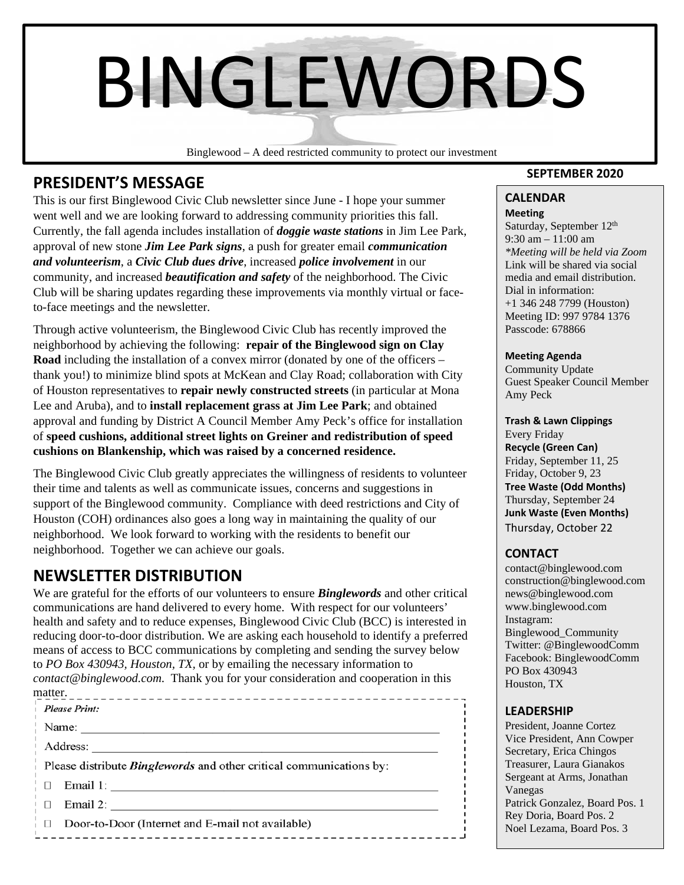# BINGLEWORDS

Binglewood – A deed restricted community to protect our investment

**SEPTEMBER 2020**

## PRESIDENT'S MESSAGE

This is our first Binglewood Civic Club newsletter since June - I hope your summer went well and we are looking forward to addressing community priorities this fall. Currently, the fall agenda includes installation of ***doggie waste stations*** in Jim Lee Park, approval of new stone ***Jim Lee Park signs***, a push for greater email ***communication and volunteerism***, a ***Civic Club dues drive***, increased ***police involvement*** in our community, and increased ***beautification and safety*** of the neighborhood. The Civic Club will be sharing updates regarding these improvements via monthly virtual or face-to-face meetings and the newsletter.

Through active volunteerism, the Binglewood Civic Club has recently improved the neighborhood by achieving the following: **repair of the Binglewood sign on Clay Road** including the installation of a convex mirror (donated by one of the officers – thank you!) to minimize blind spots at McKean and Clay Road; collaboration with City of Houston representatives to **repair newly constructed streets** (in particular at Mona Lee and Aruba), and to **install replacement grass at Jim Lee Park**; and obtained approval and funding by District A Council Member Amy Peck's office for installation of **speed cushions, additional street lights on Greiner and redistribution of speed cushions on Blankenship, which was raised by a concerned residence.**

The Binglewood Civic Club greatly appreciates the willingness of residents to volunteer their time and talents as well as communicate issues, concerns and suggestions in support of the Binglewood community. Compliance with deed restrictions and City of Houston (COH) ordinances also goes a long way in maintaining the quality of our neighborhood. We look forward to working with the residents to benefit our neighborhood. Together we can achieve our goals.

## NEWSLETTER DISTRIBUTION

We are grateful for the efforts of our volunteers to ensure ***Binglewords*** and other critical communications are hand delivered to every home. With respect for our volunteers' health and safety and to reduce expenses, Binglewood Civic Club (BCC) is interested in reducing door-to-door distribution. We are asking each household to identify a preferred means of access to BCC communications by completing and sending the survey below to *PO Box 430943, Houston, TX*, or by emailing the necessary information to *contact@binglewood.com*. Thank you for your consideration and cooperation in this matter.

***Please Print:***

Name: ____________________________________________

Address: __________________________________________

Please distribute ***Binglewords*** and other critical communications by:

- ☐ Email 1: ____________________________________________
- ☐ Email 2: ____________________________________________
- ☐ Door-to-Door (Internet and E-mail not available)

## CALENDAR

**Meeting**
Saturday, September 12th
9:30 am – 11:00 am
*\*Meeting will be held via Zoom*
Link will be shared via social media and email distribution.
Dial in information:
+1 346 248 7799 (Houston)
Meeting ID: 997 9784 1376
Passcode: 678866

**Meeting Agenda**
Community Update
Guest Speaker Council Member Amy Peck

**Trash & Lawn Clippings**
Every Friday
**Recycle (Green Can)**
Friday, September 11, 25
Friday, October 9, 23
**Tree Waste (Odd Months)**
Thursday, September 24
**Junk Waste (Even Months)**
Thursday, October 22

## CONTACT

contact@binglewood.com
construction@binglewood.com
news@binglewood.com
www.binglewood.com
Instagram: Binglewood_Community
Twitter: @BinglewoodComm
Facebook: BinglewoodComm
PO Box 430943
Houston, TX

## LEADERSHIP

President, Joanne Cortez
Vice President, Ann Cowper
Secretary, Erica Chingos
Treasurer, Laura Gianakos
Sergeant at Arms, Jonathan Vanegas
Patrick Gonzalez, Board Pos. 1
Rey Doria, Board Pos. 2
Noel Lezama, Board Pos. 3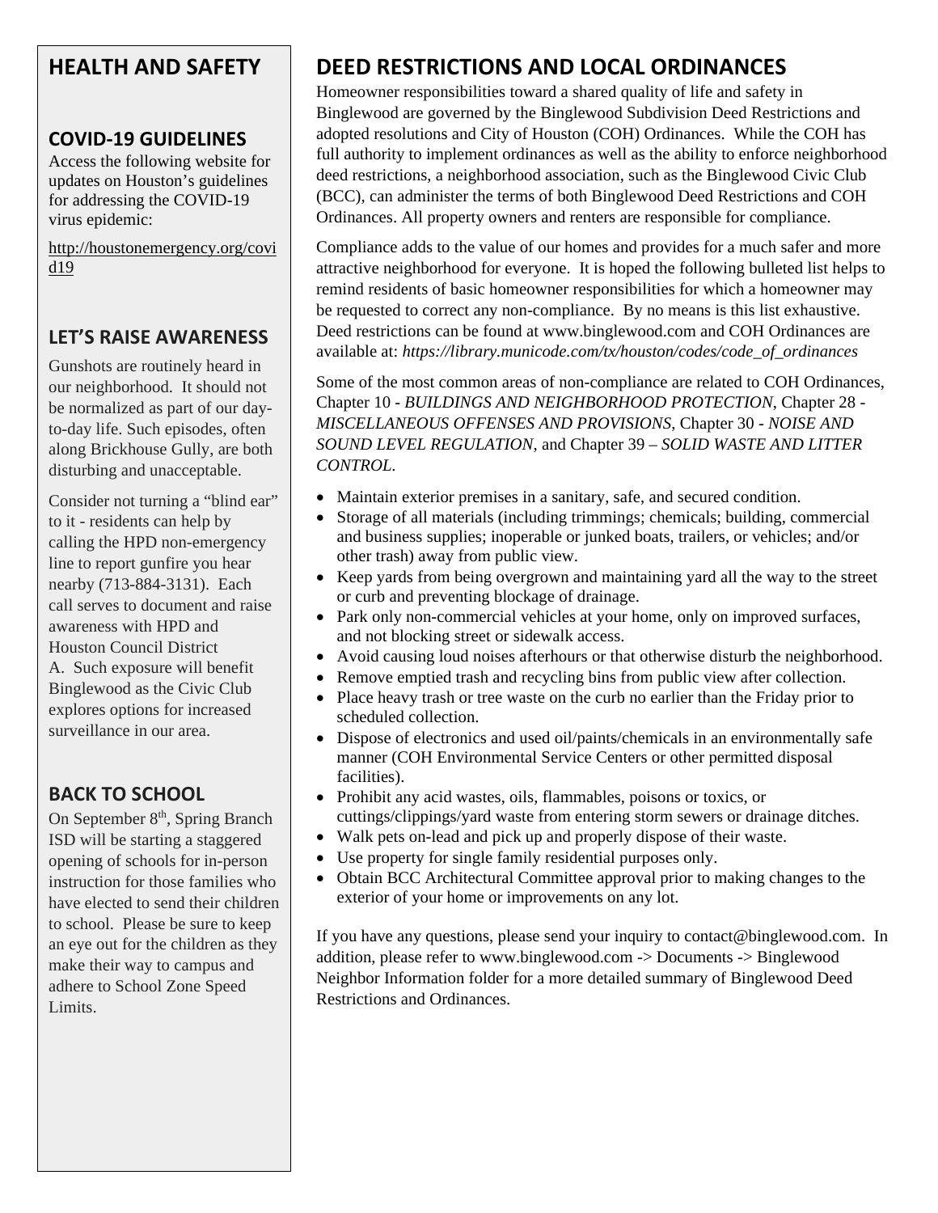## HEALTH AND SAFETY

### COVID-19 GUIDELINES

Access the following website for updates on Houston's guidelines for addressing the COVID-19 virus epidemic:

http://houstonemergency.org/covid19

### LET'S RAISE AWARENESS

Gunshots are routinely heard in our neighborhood. It should not be normalized as part of our day-to-day life. Such episodes, often along Brickhouse Gully, are both disturbing and unacceptable.

Consider not turning a "blind ear" to it - residents can help by calling the HPD non-emergency line to report gunfire you hear nearby (713-884-3131). Each call serves to document and raise awareness with HPD and Houston Council District A. Such exposure will benefit Binglewood as the Civic Club explores options for increased surveillance in our area.

### BACK TO SCHOOL

On September 8th, Spring Branch ISD will be starting a staggered opening of schools for in-person instruction for those families who have elected to send their children to school. Please be sure to keep an eye out for the children as they make their way to campus and adhere to School Zone Speed Limits.

## DEED RESTRICTIONS AND LOCAL ORDINANCES

Homeowner responsibilities toward a shared quality of life and safety in Binglewood are governed by the Binglewood Subdivision Deed Restrictions and adopted resolutions and City of Houston (COH) Ordinances. While the COH has full authority to implement ordinances as well as the ability to enforce neighborhood deed restrictions, a neighborhood association, such as the Binglewood Civic Club (BCC), can administer the terms of both Binglewood Deed Restrictions and COH Ordinances. All property owners and renters are responsible for compliance.

Compliance adds to the value of our homes and provides for a much safer and more attractive neighborhood for everyone. It is hoped the following bulleted list helps to remind residents of basic homeowner responsibilities for which a homeowner may be requested to correct any non-compliance. By no means is this list exhaustive. Deed restrictions can be found at www.binglewood.com and COH Ordinances are available at: *https://library.municode.com/tx/houston/codes/code_of_ordinances*

Some of the most common areas of non-compliance are related to COH Ordinances, Chapter 10 - *BUILDINGS AND NEIGHBORHOOD PROTECTION*, Chapter 28 - *MISCELLANEOUS OFFENSES AND PROVISIONS*, Chapter 30 - *NOISE AND SOUND LEVEL REGULATION*, and Chapter 39 – *SOLID WASTE AND LITTER CONTROL*.

- Maintain exterior premises in a sanitary, safe, and secured condition.
- Storage of all materials (including trimmings; chemicals; building, commercial and business supplies; inoperable or junked boats, trailers, or vehicles; and/or other trash) away from public view.
- Keep yards from being overgrown and maintaining yard all the way to the street or curb and preventing blockage of drainage.
- Park only non-commercial vehicles at your home, only on improved surfaces, and not blocking street or sidewalk access.
- Avoid causing loud noises afterhours or that otherwise disturb the neighborhood.
- Remove emptied trash and recycling bins from public view after collection.
- Place heavy trash or tree waste on the curb no earlier than the Friday prior to scheduled collection.
- Dispose of electronics and used oil/paints/chemicals in an environmentally safe manner (COH Environmental Service Centers or other permitted disposal facilities).
- Prohibit any acid wastes, oils, flammables, poisons or toxics, or cuttings/clippings/yard waste from entering storm sewers or drainage ditches.
- Walk pets on-lead and pick up and properly dispose of their waste.
- Use property for single family residential purposes only.
- Obtain BCC Architectural Committee approval prior to making changes to the exterior of your home or improvements on any lot.

If you have any questions, please send your inquiry to contact@binglewood.com. In addition, please refer to www.binglewood.com -> Documents -> Binglewood Neighbor Information folder for a more detailed summary of Binglewood Deed Restrictions and Ordinances.